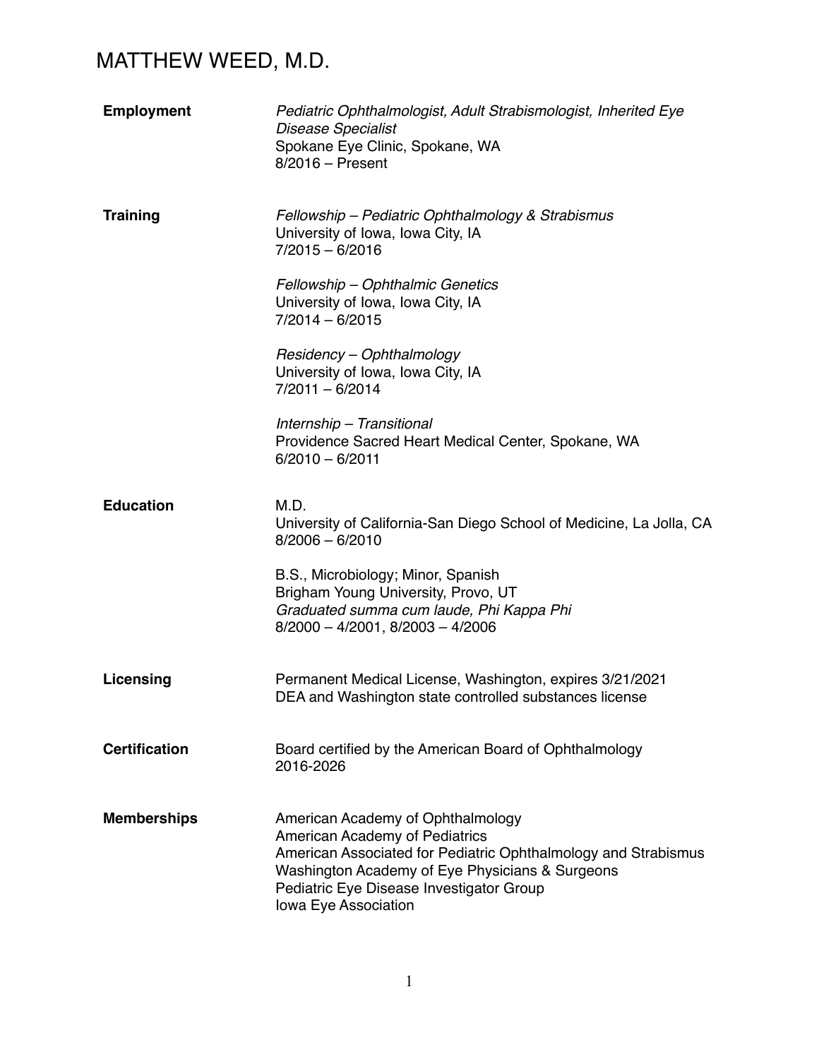# MATTHEW WEED, M.D.

**Employment**

*Pediatric Ophthalmologist, Adult Strabismologist, Inherited Eye Disease Specialist*
Spokane Eye Clinic, Spokane, WA
8/2016 – Present

**Training**

*Fellowship – Pediatric Ophthalmology & Strabismus*
University of Iowa, Iowa City, IA
7/2015 – 6/2016

*Fellowship – Ophthalmic Genetics*
University of Iowa, Iowa City, IA
7/2014 – 6/2015

*Residency – Ophthalmology*
University of Iowa, Iowa City, IA
7/2011 – 6/2014

*Internship – Transitional*
Providence Sacred Heart Medical Center, Spokane, WA
6/2010 – 6/2011

**Education**

M.D.
University of California-San Diego School of Medicine, La Jolla, CA
8/2006 – 6/2010

B.S., Microbiology; Minor, Spanish
Brigham Young University, Provo, UT
*Graduated summa cum laude, Phi Kappa Phi*
8/2000 – 4/2001, 8/2003 – 4/2006

**Licensing**

Permanent Medical License, Washington, expires 3/21/2021
DEA and Washington state controlled substances license

**Certification**

Board certified by the American Board of Ophthalmology
2016-2026

**Memberships**

American Academy of Ophthalmology
American Academy of Pediatrics
American Associated for Pediatric Ophthalmology and Strabismus
Washington Academy of Eye Physicians & Surgeons
Pediatric Eye Disease Investigator Group
Iowa Eye Association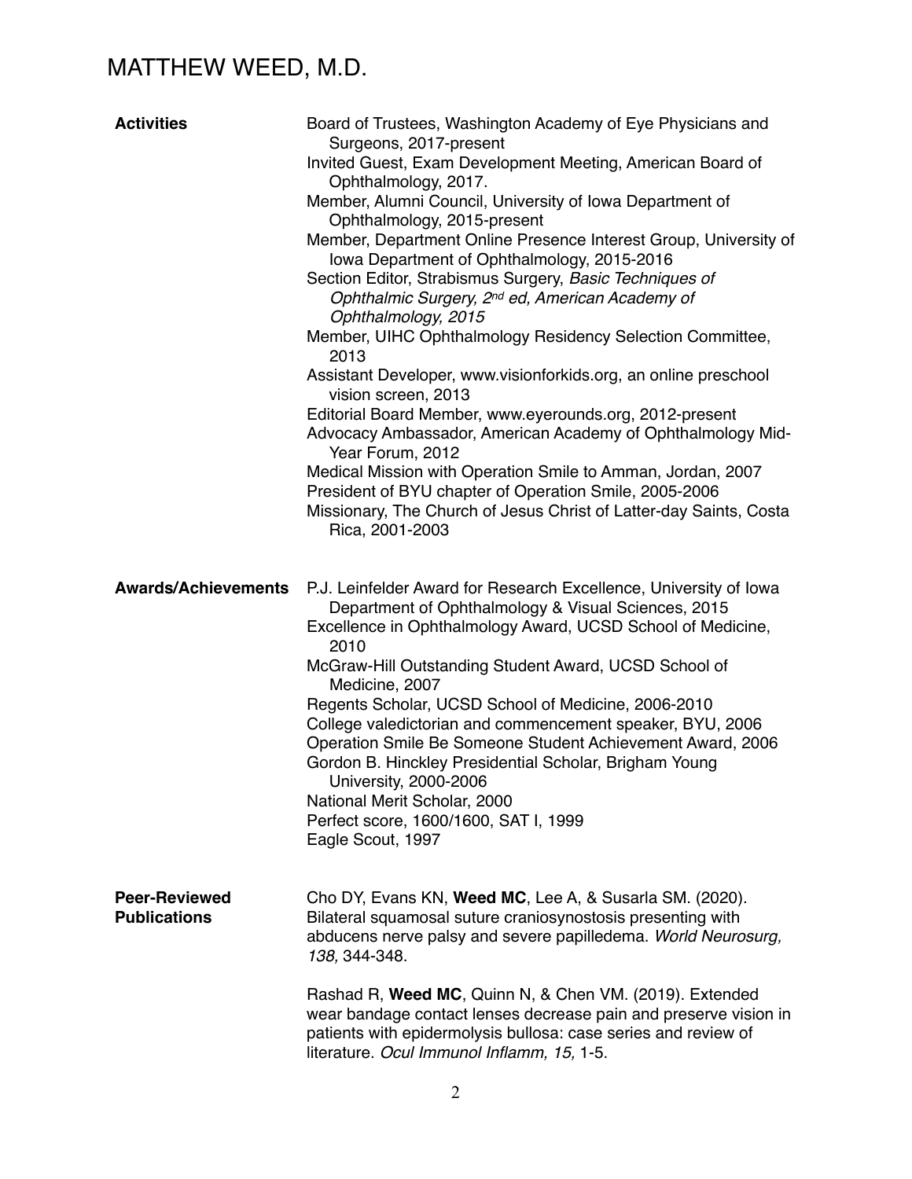# MATTHEW WEED, M.D.

## Activities

- Board of Trustees, Washington Academy of Eye Physicians and Surgeons, 2017-present
- Invited Guest, Exam Development Meeting, American Board of Ophthalmology, 2017.
- Member, Alumni Council, University of Iowa Department of Ophthalmology, 2015-present
- Member, Department Online Presence Interest Group, University of Iowa Department of Ophthalmology, 2015-2016
- Section Editor, Strabismus Surgery, *Basic Techniques of Ophthalmic Surgery, 2nd ed, American Academy of Ophthalmology, 2015*
- Member, UIHC Ophthalmology Residency Selection Committee, 2013
- Assistant Developer, www.visionforkids.org, an online preschool vision screen, 2013
- Editorial Board Member, www.eyerounds.org, 2012-present
- Advocacy Ambassador, American Academy of Ophthalmology Mid-Year Forum, 2012
- Medical Mission with Operation Smile to Amman, Jordan, 2007
- President of BYU chapter of Operation Smile, 2005-2006
- Missionary, The Church of Jesus Christ of Latter-day Saints, Costa Rica, 2001-2003

## Awards/Achievements

- P.J. Leinfelder Award for Research Excellence, University of Iowa Department of Ophthalmology & Visual Sciences, 2015
- Excellence in Ophthalmology Award, UCSD School of Medicine, 2010
- McGraw-Hill Outstanding Student Award, UCSD School of Medicine, 2007
- Regents Scholar, UCSD School of Medicine, 2006-2010
- College valedictorian and commencement speaker, BYU, 2006
- Operation Smile Be Someone Student Achievement Award, 2006
- Gordon B. Hinckley Presidential Scholar, Brigham Young University, 2000-2006
- National Merit Scholar, 2000
- Perfect score, 1600/1600, SAT I, 1999
- Eagle Scout, 1997

## Peer-Reviewed Publications

Cho DY, Evans KN, **Weed MC**, Lee A, & Susarla SM. (2020). Bilateral squamosal suture craniosynostosis presenting with abducens nerve palsy and severe papilledema. *World Neurosurg, 138,* 344-348.

Rashad R, **Weed MC**, Quinn N, & Chen VM. (2019). Extended wear bandage contact lenses decrease pain and preserve vision in patients with epidermolysis bullosa: case series and review of literature. *Ocul Immunol Inflamm, 15,* 1-5.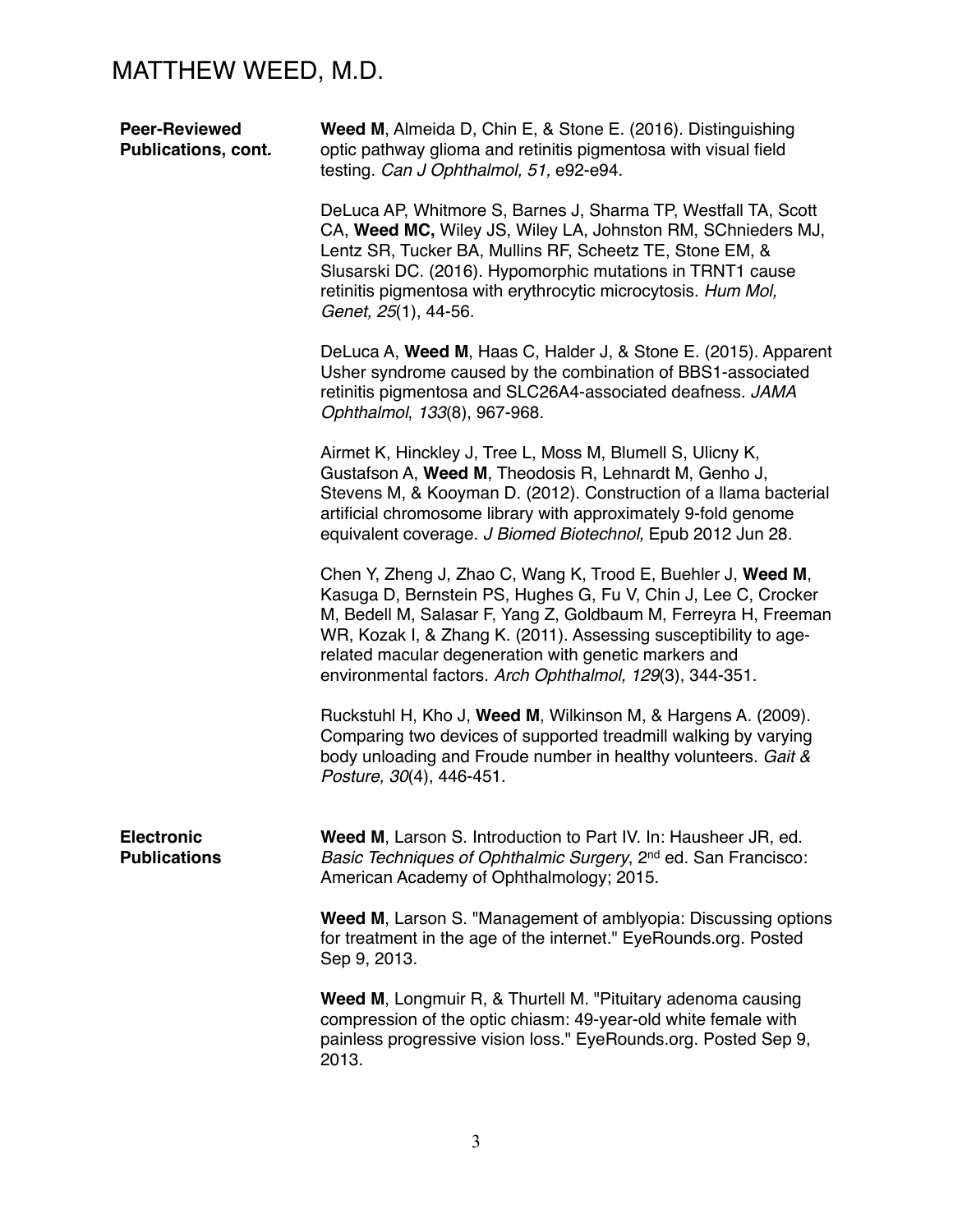# MATTHEW WEED, M.D.

## Peer-Reviewed Publications, cont.

**Weed M**, Almeida D, Chin E, & Stone E. (2016). Distinguishing optic pathway glioma and retinitis pigmentosa with visual field testing. *Can J Ophthalmol, 51,* e92-e94.

DeLuca AP, Whitmore S, Barnes J, Sharma TP, Westfall TA, Scott CA, **Weed MC,** Wiley JS, Wiley LA, Johnston RM, SChnieders MJ, Lentz SR, Tucker BA, Mullins RF, Scheetz TE, Stone EM, & Slusarski DC. (2016). Hypomorphic mutations in TRNT1 cause retinitis pigmentosa with erythrocytic microcytosis. *Hum Mol, Genet, 25*(1), 44-56.

DeLuca A, **Weed M**, Haas C, Halder J, & Stone E. (2015). Apparent Usher syndrome caused by the combination of BBS1-associated retinitis pigmentosa and SLC26A4-associated deafness. *JAMA Ophthalmol*, *133*(8), 967-968.

Airmet K, Hinckley J, Tree L, Moss M, Blumell S, Ulicny K, Gustafson A, **Weed M**, Theodosis R, Lehnardt M, Genho J, Stevens M, & Kooyman D. (2012). Construction of a llama bacterial artificial chromosome library with approximately 9-fold genome equivalent coverage. *J Biomed Biotechnol,* Epub 2012 Jun 28.

Chen Y, Zheng J, Zhao C, Wang K, Trood E, Buehler J, **Weed M**, Kasuga D, Bernstein PS, Hughes G, Fu V, Chin J, Lee C, Crocker M, Bedell M, Salasar F, Yang Z, Goldbaum M, Ferreyra H, Freeman WR, Kozak I, & Zhang K. (2011). Assessing susceptibility to age-related macular degeneration with genetic markers and environmental factors. *Arch Ophthalmol, 129*(3), 344-351.

Ruckstuhl H, Kho J, **Weed M**, Wilkinson M, & Hargens A. (2009). Comparing two devices of supported treadmill walking by varying body unloading and Froude number in healthy volunteers. *Gait & Posture, 30*(4), 446-451.

## Electronic Publications

**Weed M**, Larson S. Introduction to Part IV. In: Hausheer JR, ed. *Basic Techniques of Ophthalmic Surgery*, 2nd ed. San Francisco: American Academy of Ophthalmology; 2015.

**Weed M**, Larson S. "Management of amblyopia: Discussing options for treatment in the age of the internet." EyeRounds.org. Posted Sep 9, 2013.

**Weed M**, Longmuir R, & Thurtell M. "Pituitary adenoma causing compression of the optic chiasm: 49-year-old white female with painless progressive vision loss." EyeRounds.org. Posted Sep 9, 2013.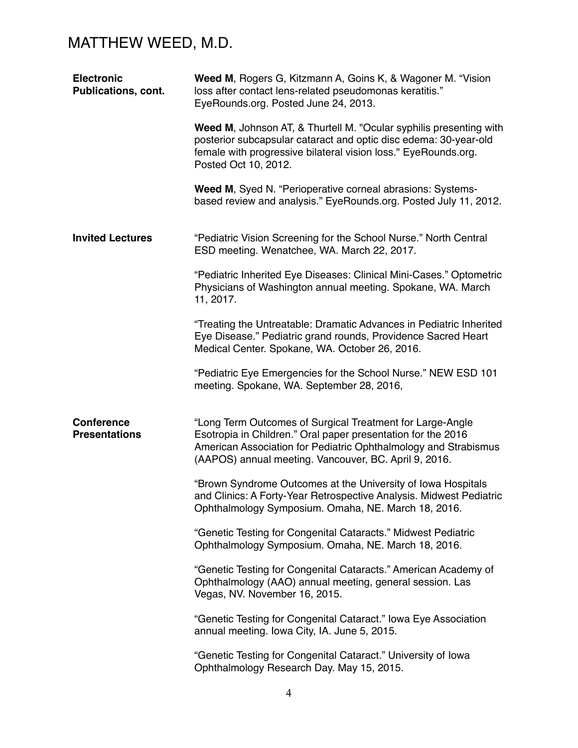## Electronic Publications, cont.

**Weed M**, Rogers G, Kitzmann A, Goins K, & Wagoner M. “Vision loss after contact lens-related pseudomonas keratitis.” EyeRounds.org. Posted June 24, 2013.

**Weed M**, Johnson AT, & Thurtell M. "Ocular syphilis presenting with posterior subcapsular cataract and optic disc edema: 30-year-old female with progressive bilateral vision loss." EyeRounds.org. Posted Oct 10, 2012.

**Weed M**, Syed N. “Perioperative corneal abrasions: Systems-based review and analysis.” EyeRounds.org. Posted July 11, 2012.

## Invited Lectures

“Pediatric Vision Screening for the School Nurse.” North Central ESD meeting. Wenatchee, WA. March 22, 2017.

“Pediatric Inherited Eye Diseases: Clinical Mini-Cases.” Optometric Physicians of Washington annual meeting. Spokane, WA. March 11, 2017.

“Treating the Untreatable: Dramatic Advances in Pediatric Inherited Eye Disease.” Pediatric grand rounds, Providence Sacred Heart Medical Center. Spokane, WA. October 26, 2016.

“Pediatric Eye Emergencies for the School Nurse.” NEW ESD 101 meeting. Spokane, WA. September 28, 2016,

## Conference Presentations

“Long Term Outcomes of Surgical Treatment for Large-Angle Esotropia in Children.” Oral paper presentation for the 2016 American Association for Pediatric Ophthalmology and Strabismus (AAPOS) annual meeting. Vancouver, BC. April 9, 2016.

“Brown Syndrome Outcomes at the University of Iowa Hospitals and Clinics: A Forty-Year Retrospective Analysis. Midwest Pediatric Ophthalmology Symposium. Omaha, NE. March 18, 2016.

“Genetic Testing for Congenital Cataracts.” Midwest Pediatric Ophthalmology Symposium. Omaha, NE. March 18, 2016.

“Genetic Testing for Congenital Cataracts.” American Academy of Ophthalmology (AAO) annual meeting, general session. Las Vegas, NV. November 16, 2015.

“Genetic Testing for Congenital Cataract.” Iowa Eye Association annual meeting. Iowa City, IA. June 5, 2015.

“Genetic Testing for Congenital Cataract.” University of Iowa Ophthalmology Research Day. May 15, 2015.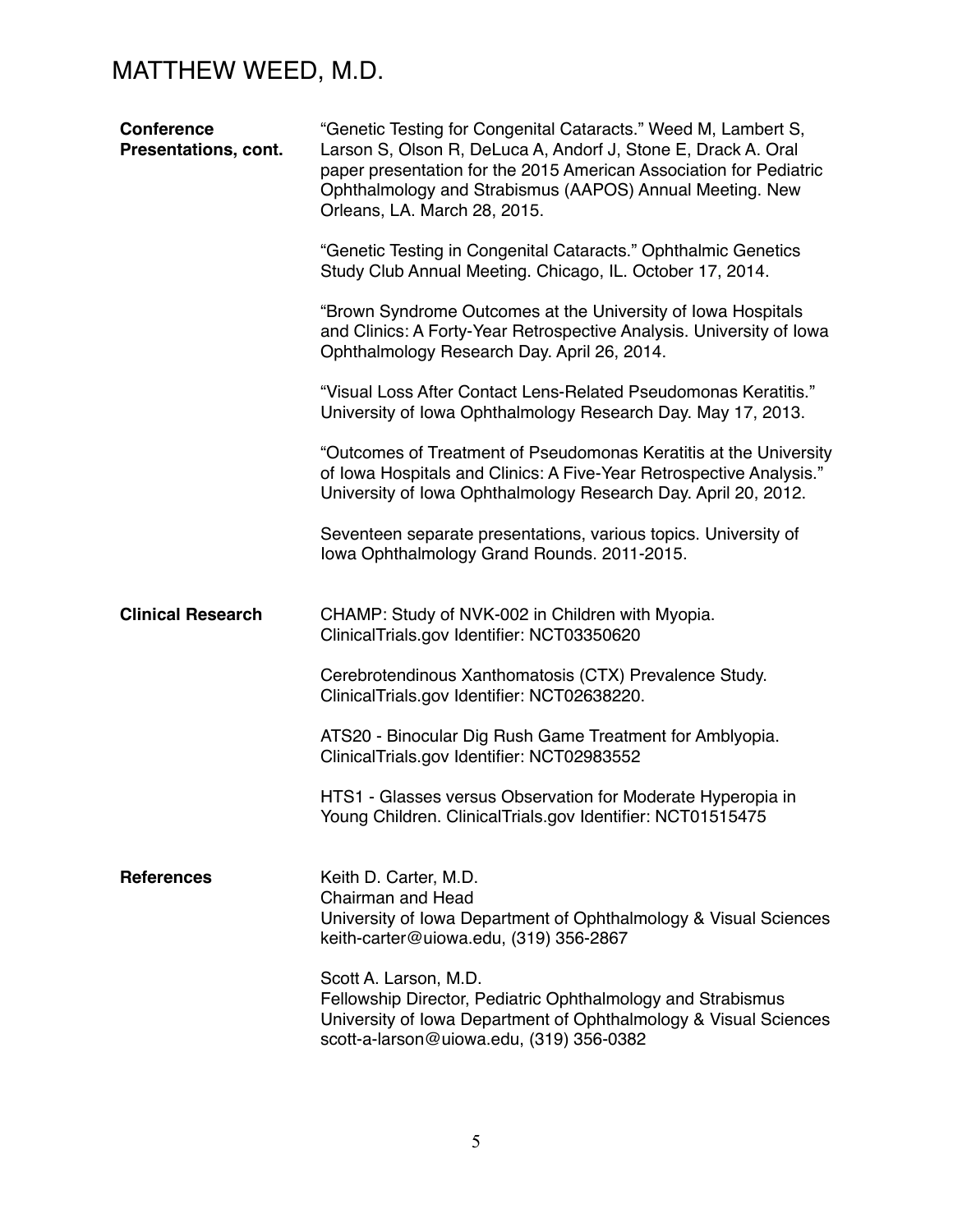# MATTHEW WEED, M.D.

**Conference Presentations, cont.**

"Genetic Testing for Congenital Cataracts." Weed M, Lambert S, Larson S, Olson R, DeLuca A, Andorf J, Stone E, Drack A. Oral paper presentation for the 2015 American Association for Pediatric Ophthalmology and Strabismus (AAPOS) Annual Meeting. New Orleans, LA. March 28, 2015.

"Genetic Testing in Congenital Cataracts." Ophthalmic Genetics Study Club Annual Meeting. Chicago, IL. October 17, 2014.

"Brown Syndrome Outcomes at the University of Iowa Hospitals and Clinics: A Forty-Year Retrospective Analysis. University of Iowa Ophthalmology Research Day. April 26, 2014.

"Visual Loss After Contact Lens-Related Pseudomonas Keratitis." University of Iowa Ophthalmology Research Day. May 17, 2013.

"Outcomes of Treatment of Pseudomonas Keratitis at the University of Iowa Hospitals and Clinics: A Five-Year Retrospective Analysis." University of Iowa Ophthalmology Research Day. April 20, 2012.

Seventeen separate presentations, various topics. University of Iowa Ophthalmology Grand Rounds. 2011-2015.

**Clinical Research**

CHAMP: Study of NVK-002 in Children with Myopia. ClinicalTrials.gov Identifier: NCT03350620

Cerebrotendinous Xanthomatosis (CTX) Prevalence Study. ClinicalTrials.gov Identifier: NCT02638220.

ATS20 - Binocular Dig Rush Game Treatment for Amblyopia. ClinicalTrials.gov Identifier: NCT02983552

HTS1 - Glasses versus Observation for Moderate Hyperopia in Young Children. ClinicalTrials.gov Identifier: NCT01515475

**References**

Keith D. Carter, M.D.
Chairman and Head
University of Iowa Department of Ophthalmology & Visual Sciences
keith-carter@uiowa.edu, (319) 356-2867

Scott A. Larson, M.D.
Fellowship Director, Pediatric Ophthalmology and Strabismus
University of Iowa Department of Ophthalmology & Visual Sciences
scott-a-larson@uiowa.edu, (319) 356-0382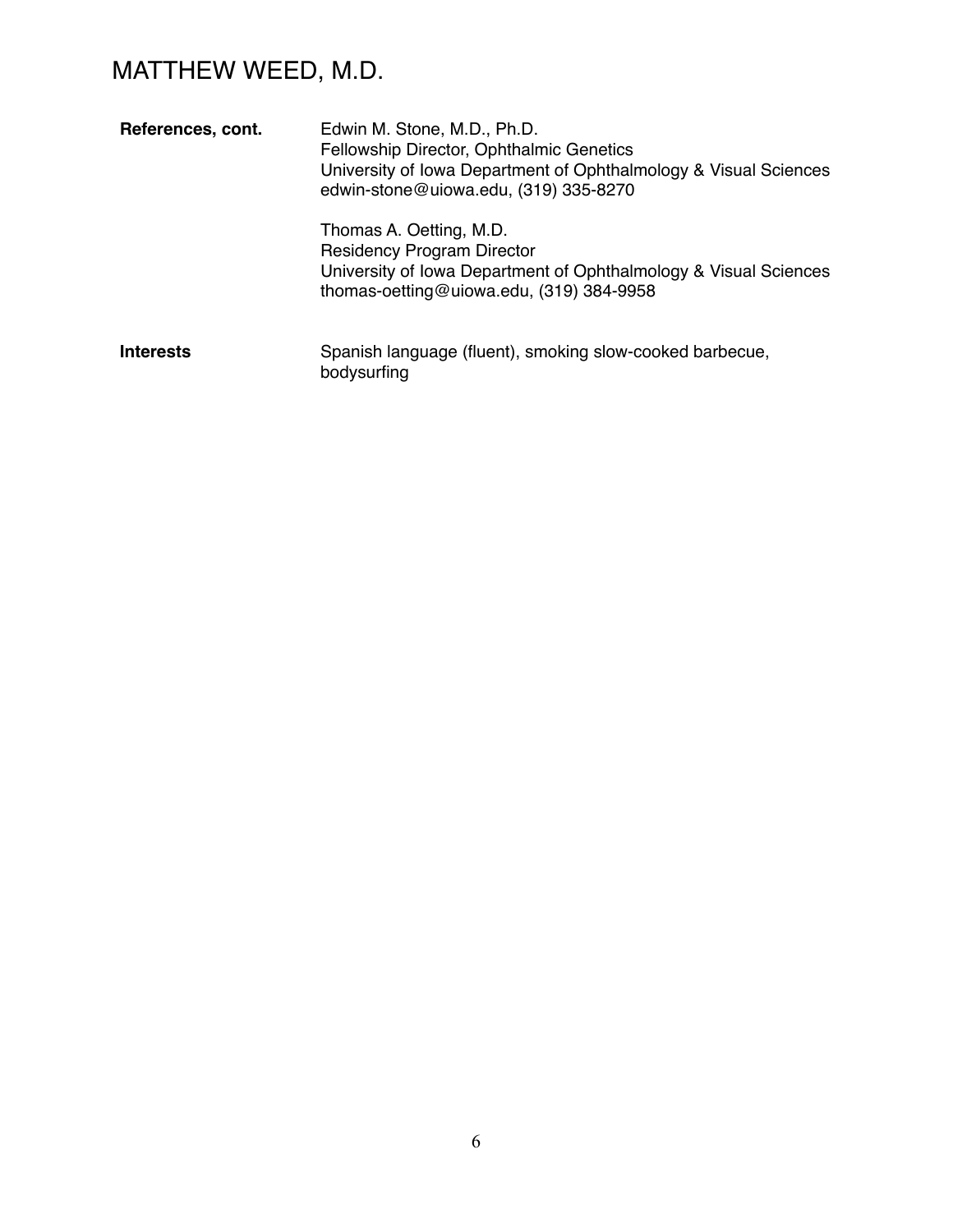# MATTHEW WEED, M.D.

**References, cont.**

Edwin M. Stone, M.D., Ph.D.
Fellowship Director, Ophthalmic Genetics
University of Iowa Department of Ophthalmology & Visual Sciences
edwin-stone@uiowa.edu, (319) 335-8270

Thomas A. Oetting, M.D.
Residency Program Director
University of Iowa Department of Ophthalmology & Visual Sciences
thomas-oetting@uiowa.edu, (319) 384-9958

**Interests**

Spanish language (fluent), smoking slow-cooked barbecue, bodysurfing